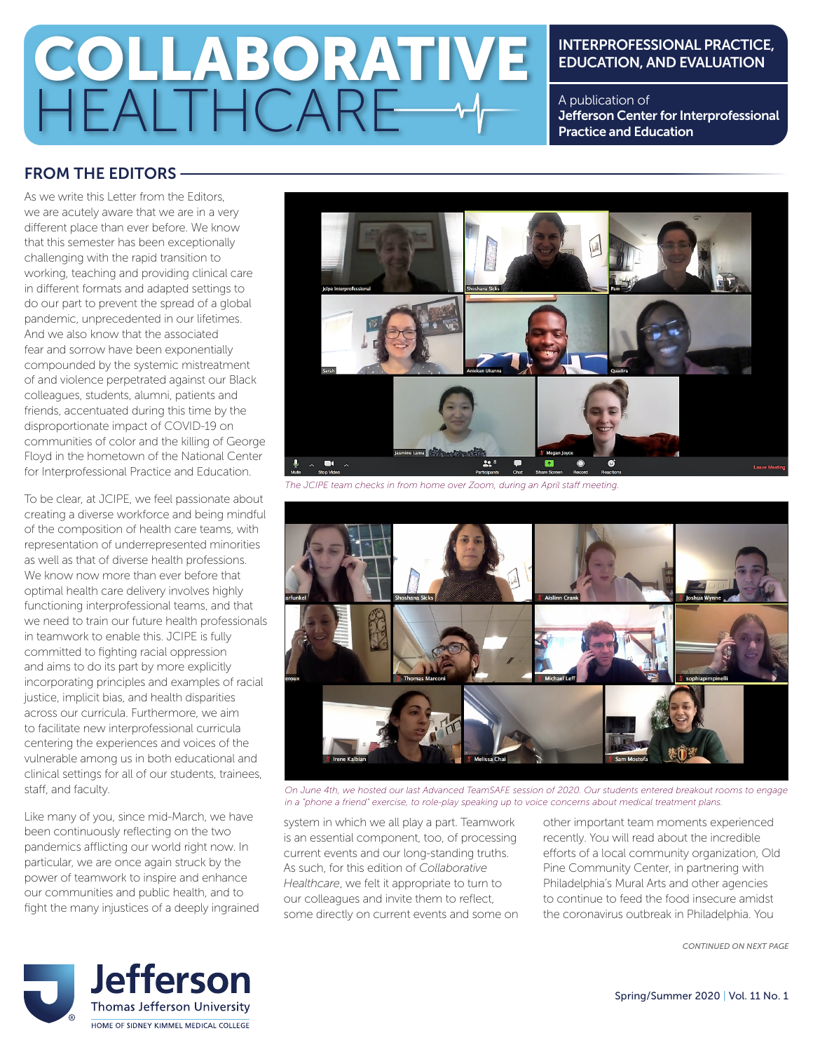# COLLABORATIVE HEALTHCARE

**INTERPROFESSIONAL PRACTICE, EDUCATION, AND EVALUATION**

A publication of **Jefferson Center for Interprofessional Practice and Education**

## FROM THE EDITORS

As we write this Letter from the Editors, we are acutely aware that we are in a very different place than ever before. We know that this semester has been exceptionally challenging with the rapid transition to working, teaching and providing clinical care in different formats and adapted settings to do our part to prevent the spread of a global pandemic, unprecedented in our lifetimes. And we also know that the associated fear and sorrow have been exponentially compounded by the systemic mistreatment of and violence perpetrated against our Black colleagues, students, alumni, patients and friends, accentuated during this time by the disproportionate impact of COVID-19 on communities of color and the killing of George Floyd in the hometown of the National Center for Interprofessional Practice and Education.

To be clear, at JCIPE, we feel passionate about creating a diverse workforce and being mindful of the composition of health care teams, with representation of underrepresented minorities as well as that of diverse health professions. We know now more than ever before that optimal health care delivery involves highly functioning interprofessional teams, and that we need to train our future health professionals in teamwork to enable this. JCIPE is fully committed to fighting racial oppression and aims to do its part by more explicitly incorporating principles and examples of racial justice, implicit bias, and health disparities across our curricula. Furthermore, we aim to facilitate new interprofessional curricula centering the experiences and voices of the vulnerable among us in both educational and clinical settings for all of our students, trainees, staff, and faculty.

Like many of you, since mid-March, we have been continuously reflecting on the two pandemics afflicting our world right now. In particular, we are once again struck by the power of teamwork to inspire and enhance our communities and public health, and to fight the many injustices of a deeply ingrained system in which we all play a part. Teamwork is an essential component, too, of processing current events and our long-standing truths. As such, for this edition of *Collaborative Healthcare*, we felt it appropriate to turn to our colleagues and invite them to reflect, some directly on current events and some on other important team moments experienced recently. You will read about the incredible efforts of a local community organization, Old Pine Community Center, in partnering with Philadelphia's Mural Arts and other agencies to continue to feed the food insecure amidst the coronavirus outbreak in Philadelphia. You

*The JCIPE team checks in from home over Zoom, during an April staff meeting.*

*On June 4th, we hosted our last Advanced TeamSAFE session of 2020. Our students entered breakout rooms to engage in a "phone a friend" exercise, to role-play speaking up to voice concerns about medical treatment plans.*

*CONTINUED ON NEXT PAGE*

Jefferson
Thomas Jefferson University
HOME OF SIDNEY KIMMEL MEDICAL COLLEGE

Spring/Summer 2020 | Vol. 11 No. 1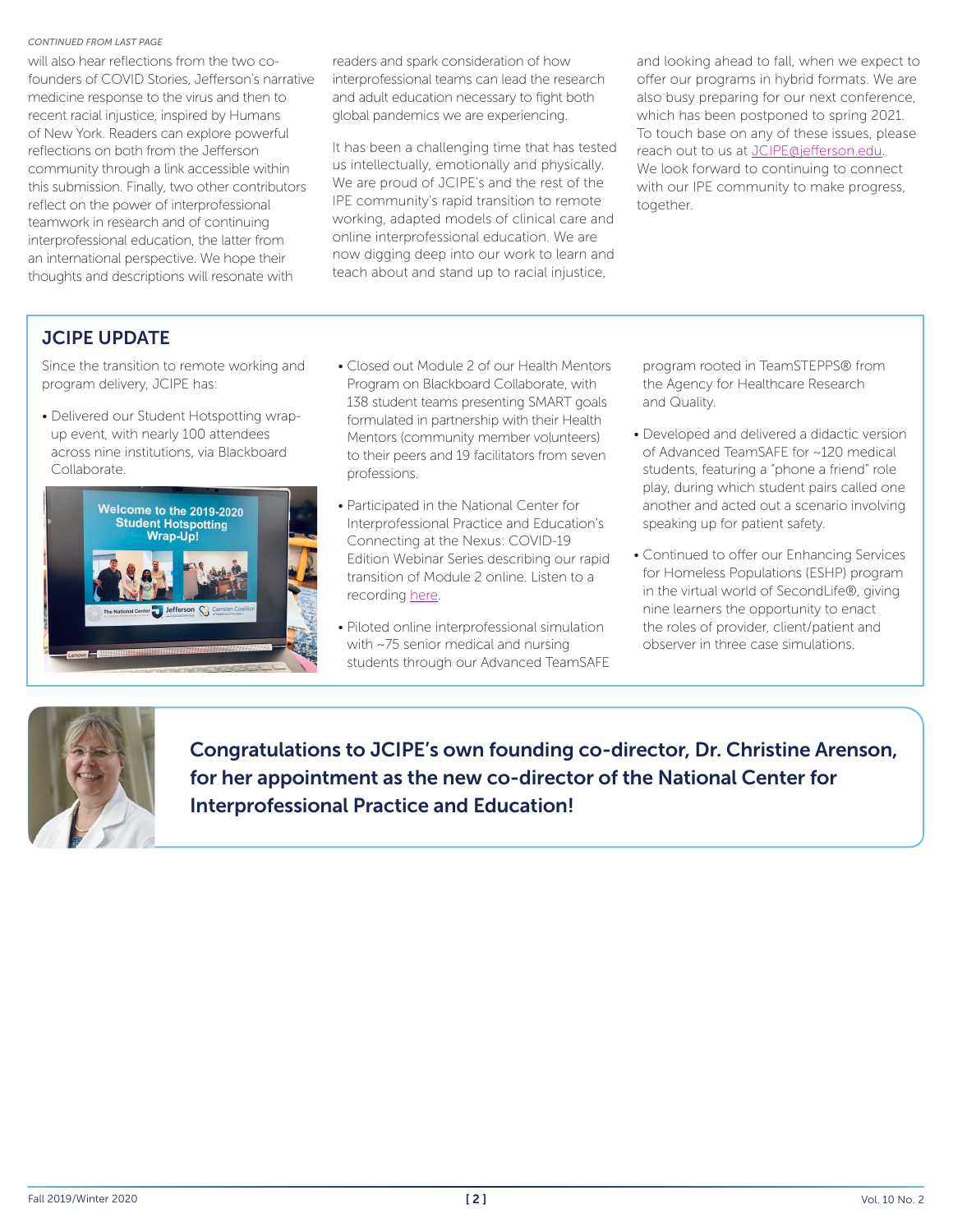*CONTINUED FROM LAST PAGE*

will also hear reflections from the two co-founders of COVID Stories, Jefferson's narrative medicine response to the virus and then to recent racial injustice, inspired by Humans of New York. Readers can explore powerful reflections on both from the Jefferson community through a link accessible within this submission. Finally, two other contributors reflect on the power of interprofessional teamwork in research and of continuing interprofessional education, the latter from an international perspective. We hope their thoughts and descriptions will resonate with readers and spark consideration of how interprofessional teams can lead the research and adult education necessary to fight both global pandemics we are experiencing.

It has been a challenging time that has tested us intellectually, emotionally and physically. We are proud of JCIPE's and the rest of the IPE community's rapid transition to remote working, adapted models of clinical care and online interprofessional education. We are now digging deep into our work to learn and teach about and stand up to racial injustice, and looking ahead to fall, when we expect to offer our programs in hybrid formats. We are also busy preparing for our next conference, which has been postponed to spring 2021. To touch base on any of these issues, please reach out to us at JCIPE@jefferson.edu. We look forward to continuing to connect with our IPE community to make progress, together.

## JCIPE UPDATE

Since the transition to remote working and program delivery, JCIPE has:

- Delivered our Student Hotspotting wrap-up event, with nearly 100 attendees across nine institutions, via Blackboard Collaborate.
- Closed out Module 2 of our Health Mentors Program on Blackboard Collaborate, with 138 student teams presenting SMART goals formulated in partnership with their Health Mentors (community member volunteers) to their peers and 19 facilitators from seven professions.
- Participated in the National Center for Interprofessional Practice and Education's Connecting at the Nexus: COVID-19 Edition Webinar Series describing our rapid transition of Module 2 online. Listen to a recording here.
- Piloted online interprofessional simulation with ~75 senior medical and nursing students through our Advanced TeamSAFE program rooted in TeamSTEPPS® from the Agency for Healthcare Research and Quality.
- Developed and delivered a didactic version of Advanced TeamSAFE for ~120 medical students, featuring a "phone a friend" role play, during which student pairs called one another and acted out a scenario involving speaking up for patient safety.
- Continued to offer our Enhancing Services for Homeless Populations (ESHP) program in the virtual world of SecondLife®, giving nine learners the opportunity to enact the roles of provider, client/patient and observer in three case simulations.

**Congratulations to JCIPE's own founding co-director, Dr. Christine Arenson, for her appointment as the new co-director of the National Center for Interprofessional Practice and Education!**